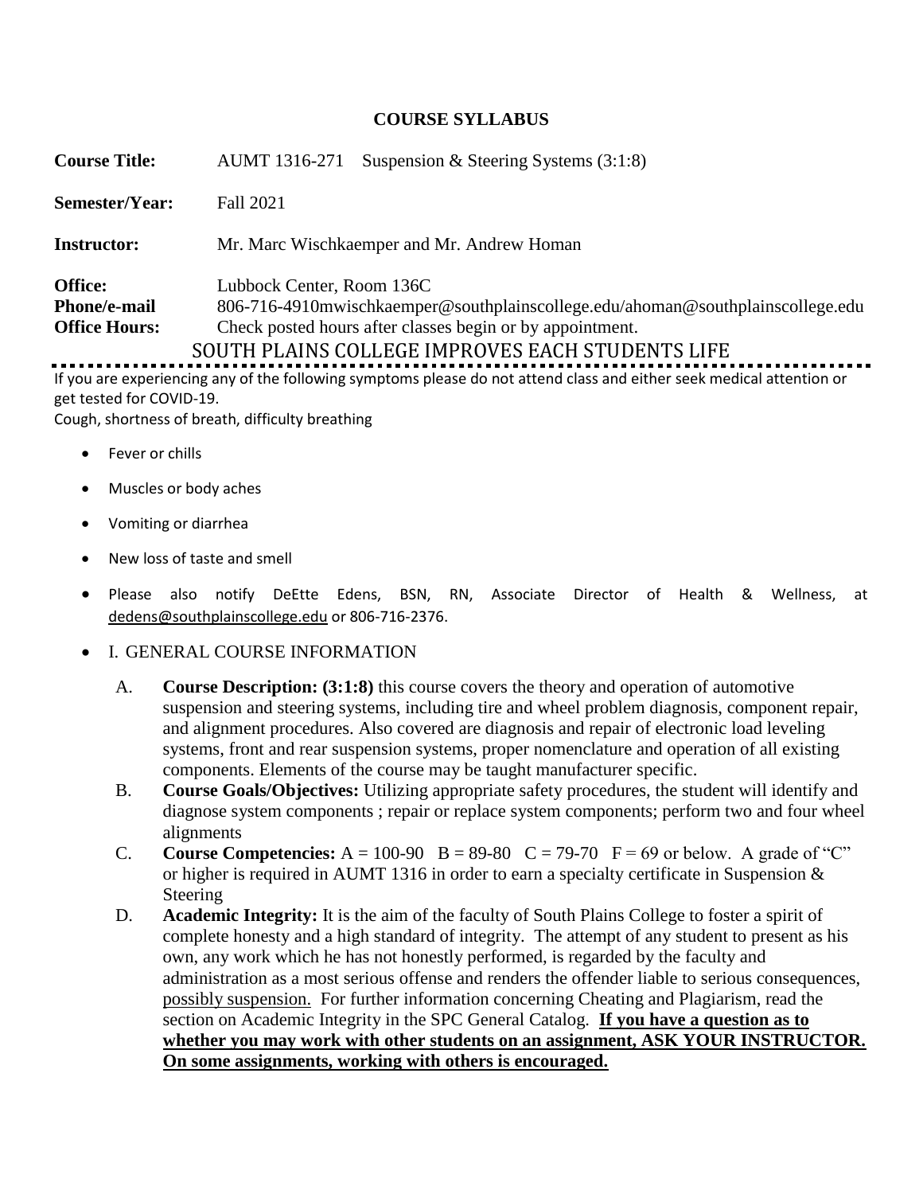## COURSE SYLLABUS

**Course Title:** AUMT 1316-271 Suspension & Steering Systems (3:1:8)

**Semester/Year:** Fall 2021

**Instructor:** Mr. Marc Wischkaemper and Mr. Andrew Homan

**Office:** Lubbock Center, Room 136C
**Phone/e-mail** 806-716-4910mwischkaemper@southplainscollege.edu/ahoman@southplainscollege.edu
**Office Hours:** Check posted hours after classes begin or by appointment.

SOUTH PLAINS COLLEGE IMPROVES EACH STUDENTS LIFE

If you are experiencing any of the following symptoms please do not attend class and either seek medical attention or get tested for COVID-19.

Cough, shortness of breath, difficulty breathing

- Fever or chills
- Muscles or body aches
- Vomiting or diarrhea
- New loss of taste and smell
- Please also notify DeEtte Edens, BSN, RN, Associate Director of Health & Wellness, at dedens@southplainscollege.edu or 806-716-2376.
- I. GENERAL COURSE INFORMATION

A. **Course Description: (3:1:8)** this course covers the theory and operation of automotive suspension and steering systems, including tire and wheel problem diagnosis, component repair, and alignment procedures. Also covered are diagnosis and repair of electronic load leveling systems, front and rear suspension systems, proper nomenclature and operation of all existing components. Elements of the course may be taught manufacturer specific.

B. **Course Goals/Objectives:** Utilizing appropriate safety procedures, the student will identify and diagnose system components ; repair or replace system components; perform two and four wheel alignments

C. **Course Competencies:** A = 100-90 B = 89-80 C = 79-70 F = 69 or below. A grade of "C" or higher is required in AUMT 1316 in order to earn a specialty certificate in Suspension & Steering

D. **Academic Integrity:** It is the aim of the faculty of South Plains College to foster a spirit of complete honesty and a high standard of integrity. The attempt of any student to present as his own, any work which he has not honestly performed, is regarded by the faculty and administration as a most serious offense and renders the offender liable to serious consequences, possibly suspension. For further information concerning Cheating and Plagiarism, read the section on Academic Integrity in the SPC General Catalog. **If you have a question as to whether you may work with other students on an assignment, ASK YOUR INSTRUCTOR. On some assignments, working with others is encouraged.**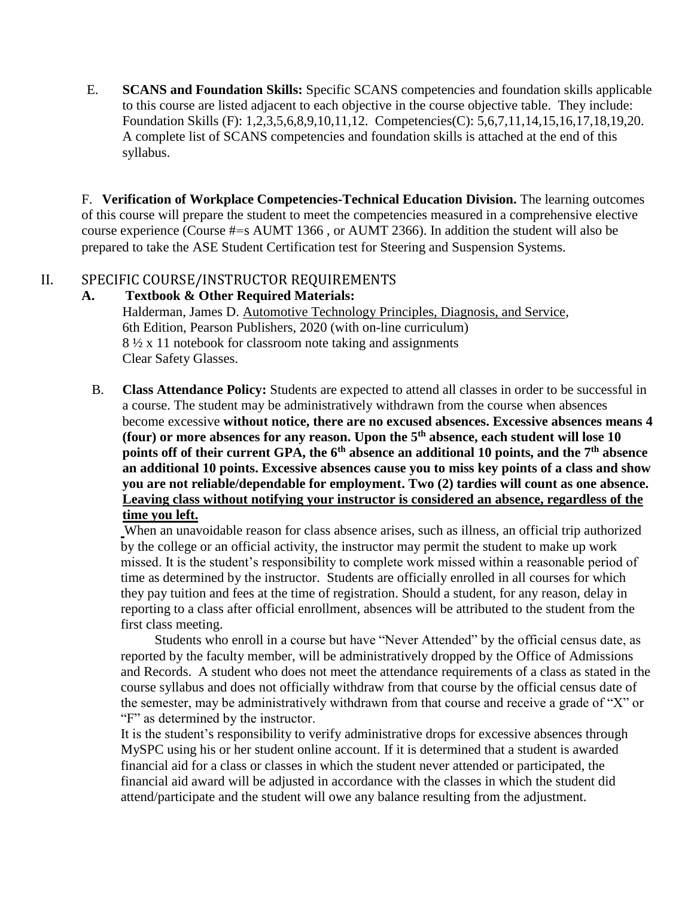E. **SCANS and Foundation Skills:** Specific SCANS competencies and foundation skills applicable to this course are listed adjacent to each objective in the course objective table. They include: Foundation Skills (F): 1,2,3,5,6,8,9,10,11,12. Competencies(C): 5,6,7,11,14,15,16,17,18,19,20. A complete list of SCANS competencies and foundation skills is attached at the end of this syllabus.

F. **Verification of Workplace Competencies-Technical Education Division.** The learning outcomes of this course will prepare the student to meet the competencies measured in a comprehensive elective course experience (Course #=s AUMT 1366 , or AUMT 2366). In addition the student will also be prepared to take the ASE Student Certification test for Steering and Suspension Systems.

## II. SPECIFIC COURSE/INSTRUCTOR REQUIREMENTS

### A. Textbook & Other Required Materials:

Halderman, James D. Automotive Technology Principles, Diagnosis, and Service, 6th Edition, Pearson Publishers, 2020 (with on-line curriculum)
8 ½ x 11 notebook for classroom note taking and assignments
Clear Safety Glasses.

B. **Class Attendance Policy:** Students are expected to attend all classes in order to be successful in a course. The student may be administratively withdrawn from the course when absences become excessive **without notice, there are no excused absences. Excessive absences means 4 (four) or more absences for any reason. Upon the 5th absence, each student will lose 10 points off of their current GPA, the 6th absence an additional 10 points, and the 7th absence an additional 10 points. Excessive absences cause you to miss key points of a class and show you are not reliable/dependable for employment. Two (2) tardies will count as one absence. Leaving class without notifying your instructor is considered an absence, regardless of the time you left.**

When an unavoidable reason for class absence arises, such as illness, an official trip authorized by the college or an official activity, the instructor may permit the student to make up work missed. It is the student's responsibility to complete work missed within a reasonable period of time as determined by the instructor. Students are officially enrolled in all courses for which they pay tuition and fees at the time of registration. Should a student, for any reason, delay in reporting to a class after official enrollment, absences will be attributed to the student from the first class meeting.

Students who enroll in a course but have "Never Attended" by the official census date, as reported by the faculty member, will be administratively dropped by the Office of Admissions and Records. A student who does not meet the attendance requirements of a class as stated in the course syllabus and does not officially withdraw from that course by the official census date of the semester, may be administratively withdrawn from that course and receive a grade of "X" or "F" as determined by the instructor.

It is the student's responsibility to verify administrative drops for excessive absences through MySPC using his or her student online account. If it is determined that a student is awarded financial aid for a class or classes in which the student never attended or participated, the financial aid award will be adjusted in accordance with the classes in which the student did attend/participate and the student will owe any balance resulting from the adjustment.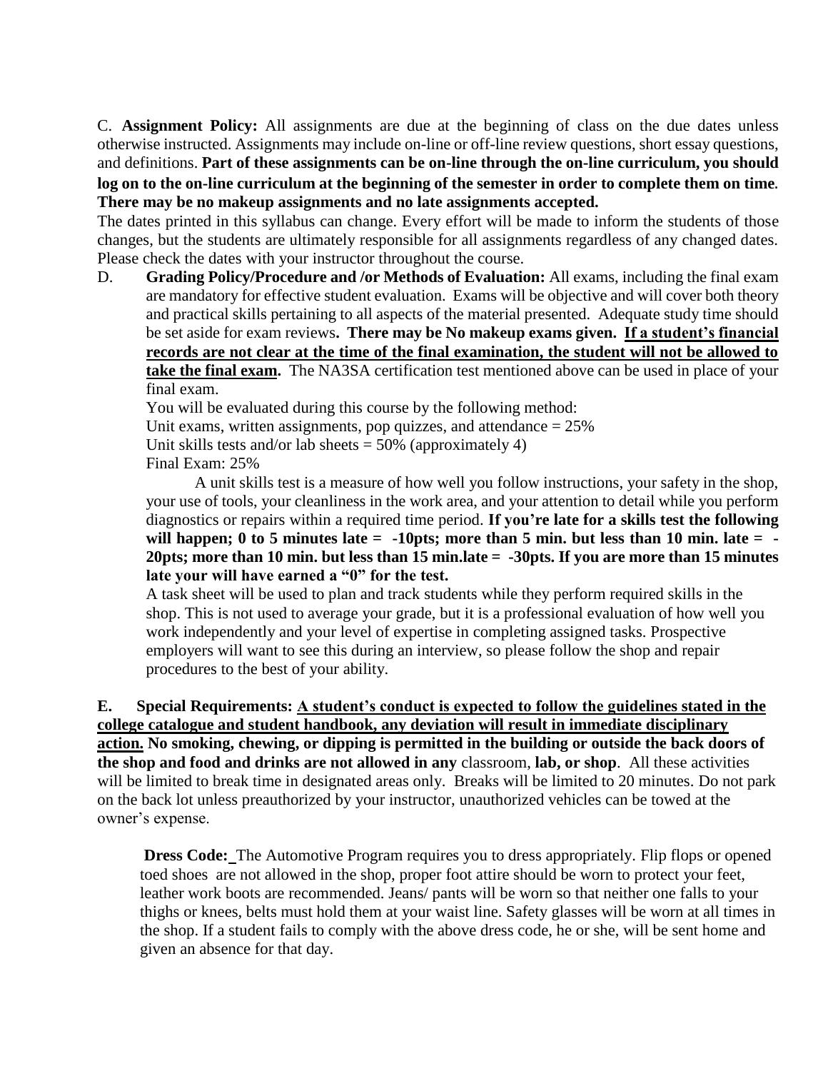C. **Assignment Policy:** All assignments are due at the beginning of class on the due dates unless otherwise instructed. Assignments may include on-line or off-line review questions, short essay questions, and definitions. **Part of these assignments can be on-line through the on-line curriculum, you should log on to the on-line curriculum at the beginning of the semester in order to complete them on time. There may be no makeup assignments and no late assignments accepted.**

The dates printed in this syllabus can change. Every effort will be made to inform the students of those changes, but the students are ultimately responsible for all assignments regardless of any changed dates. Please check the dates with your instructor throughout the course.

D. **Grading Policy/Procedure and /or Methods of Evaluation:** All exams, including the final exam are mandatory for effective student evaluation. Exams will be objective and will cover both theory and practical skills pertaining to all aspects of the material presented. Adequate study time should be set aside for exam reviews**. There may be No makeup exams given. <u>If a student's financial records are not clear at the time of the final examination, the student will not be allowed to take the final exam</u>.** The NA3SA certification test mentioned above can be used in place of your final exam.

You will be evaluated during this course by the following method:
Unit exams, written assignments, pop quizzes, and attendance = 25%
Unit skills tests and/or lab sheets = 50% (approximately 4)
Final Exam: 25%

A unit skills test is a measure of how well you follow instructions, your safety in the shop, your use of tools, your cleanliness in the work area, and your attention to detail while you perform diagnostics or repairs within a required time period. **If you're late for a skills test the following will happen; 0 to 5 minutes late = -10pts; more than 5 min. but less than 10 min. late = -20pts; more than 10 min. but less than 15 min.late = -30pts. If you are more than 15 minutes late your will have earned a "0" for the test.**

A task sheet will be used to plan and track students while they perform required skills in the shop. This is not used to average your grade, but it is a professional evaluation of how well you work independently and your level of expertise in completing assigned tasks. Prospective employers will want to see this during an interview, so please follow the shop and repair procedures to the best of your ability.

**E. Special Requirements: <u>A student's conduct is expected to follow the guidelines stated in the college catalogue and student handbook, any deviation will result in immediate disciplinary action.</u> No smoking, chewing, or dipping is permitted in the building or outside the back doors of the shop and food and drinks are not allowed in any** classroom, **lab, or shop**. All these activities will be limited to break time in designated areas only. Breaks will be limited to 20 minutes. Do not park on the back lot unless preauthorized by your instructor, unauthorized vehicles can be towed at the owner's expense.

**Dress Code:** The Automotive Program requires you to dress appropriately. Flip flops or opened toed shoes are not allowed in the shop, proper foot attire should be worn to protect your feet, leather work boots are recommended. Jeans/ pants will be worn so that neither one falls to your thighs or knees, belts must hold them at your waist line. Safety glasses will be worn at all times in the shop. If a student fails to comply with the above dress code, he or she, will be sent home and given an absence for that day.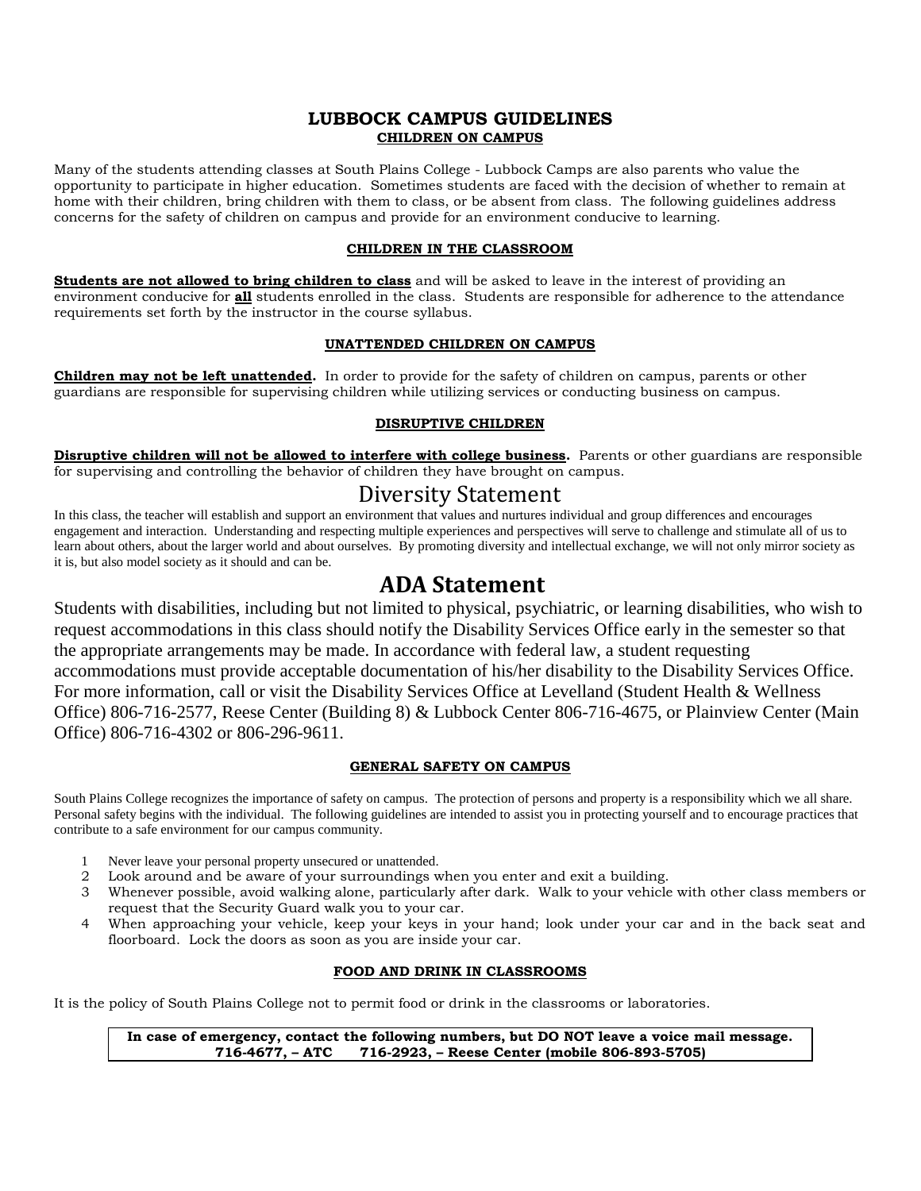# LUBBOCK CAMPUS GUIDELINES

## CHILDREN ON CAMPUS

Many of the students attending classes at South Plains College - Lubbock Camps are also parents who value the opportunity to participate in higher education. Sometimes students are faced with the decision of whether to remain at home with their children, bring children with them to class, or be absent from class. The following guidelines address concerns for the safety of children on campus and provide for an environment conducive to learning.

### CHILDREN IN THE CLASSROOM

**Students are not allowed to bring children to class** and will be asked to leave in the interest of providing an environment conducive for **all** students enrolled in the class. Students are responsible for adherence to the attendance requirements set forth by the instructor in the course syllabus.

### UNATTENDED CHILDREN ON CAMPUS

**Children may not be left unattended.** In order to provide for the safety of children on campus, parents or other guardians are responsible for supervising children while utilizing services or conducting business on campus.

### DISRUPTIVE CHILDREN

**Disruptive children will not be allowed to interfere with college business.** Parents or other guardians are responsible for supervising and controlling the behavior of children they have brought on campus.

## Diversity Statement

In this class, the teacher will establish and support an environment that values and nurtures individual and group differences and encourages engagement and interaction. Understanding and respecting multiple experiences and perspectives will serve to challenge and stimulate all of us to learn about others, about the larger world and about ourselves. By promoting diversity and intellectual exchange, we will not only mirror society as it is, but also model society as it should and can be.

## ADA Statement

Students with disabilities, including but not limited to physical, psychiatric, or learning disabilities, who wish to request accommodations in this class should notify the Disability Services Office early in the semester so that the appropriate arrangements may be made. In accordance with federal law, a student requesting accommodations must provide acceptable documentation of his/her disability to the Disability Services Office. For more information, call or visit the Disability Services Office at Levelland (Student Health & Wellness Office) 806-716-2577, Reese Center (Building 8) & Lubbock Center 806-716-4675, or Plainview Center (Main Office) 806-716-4302 or 806-296-9611.

### GENERAL SAFETY ON CAMPUS

South Plains College recognizes the importance of safety on campus. The protection of persons and property is a responsibility which we all share. Personal safety begins with the individual. The following guidelines are intended to assist you in protecting yourself and to encourage practices that contribute to a safe environment for our campus community.

1. Never leave your personal property unsecured or unattended.
2. Look around and be aware of your surroundings when you enter and exit a building.
3. Whenever possible, avoid walking alone, particularly after dark. Walk to your vehicle with other class members or request that the Security Guard walk you to your car.
4. When approaching your vehicle, keep your keys in your hand; look under your car and in the back seat and floorboard. Lock the doors as soon as you are inside your car.

### FOOD AND DRINK IN CLASSROOMS

It is the policy of South Plains College not to permit food or drink in the classrooms or laboratories.

**In case of emergency, contact the following numbers, but DO NOT leave a voice mail message.**
**716-4677, – ATC 716-2923, – Reese Center (mobile 806-893-5705)**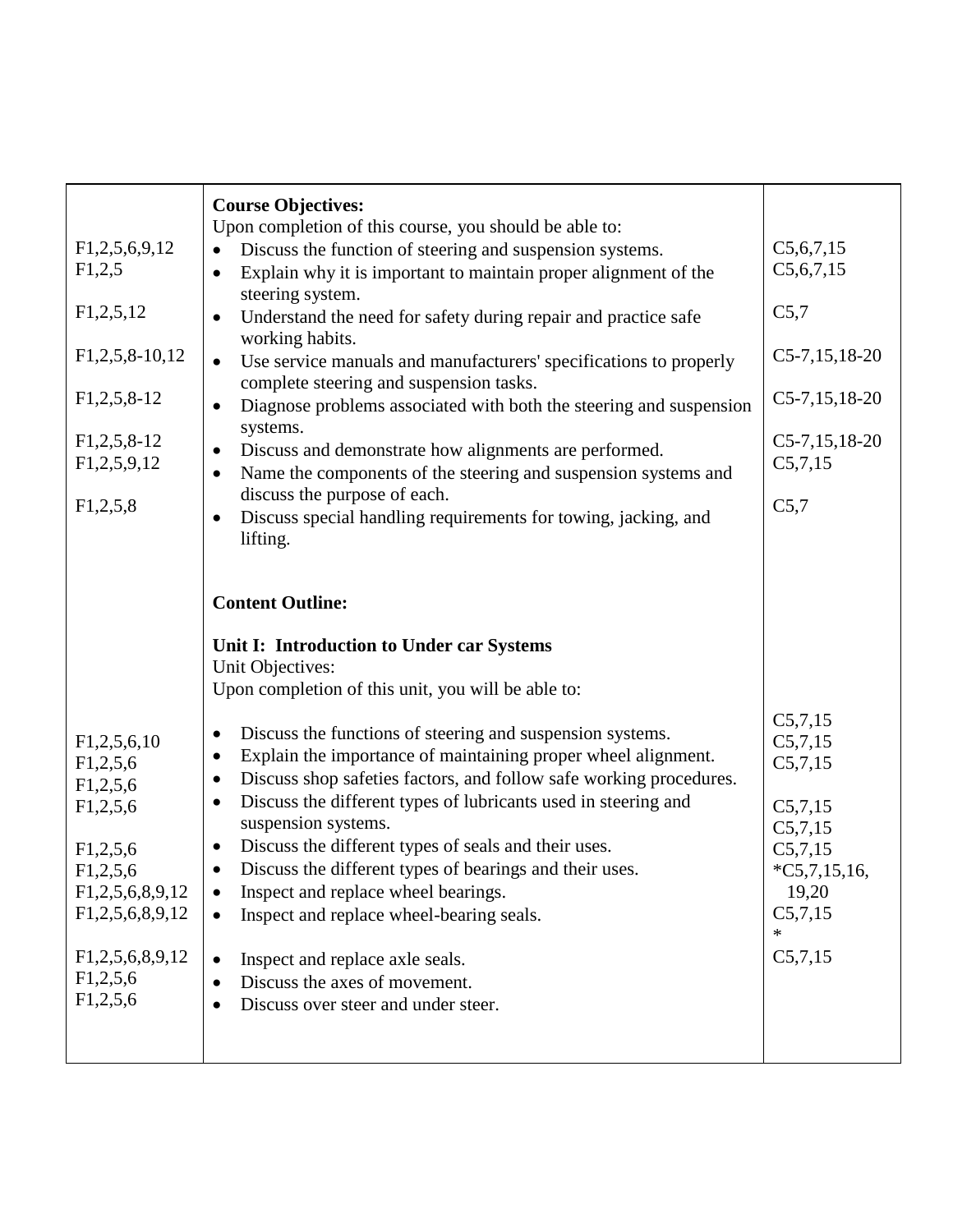| | **Course Objectives:**<br>Upon completion of this course, you should be able to: | |
|---|---|---|
| F1,2,5,6,9,12 | • Discuss the function of steering and suspension systems. | C5,6,7,15 |
| F1,2,5 | • Explain why it is important to maintain proper alignment of the steering system. | C5,6,7,15 |
| F1,2,5,12 | • Understand the need for safety during repair and practice safe working habits. | C5,7 |
| F1,2,5,8-10,12 | • Use service manuals and manufacturers' specifications to properly complete steering and suspension tasks. | C5-7,15,18-20 |
| F1,2,5,8-12 | • Diagnose problems associated with both the steering and suspension systems. | C5-7,15,18-20 |
| F1,2,5,8-12 | • Discuss and demonstrate how alignments are performed. | C5-7,15,18-20 |
| F1,2,5,9,12 | • Name the components of the steering and suspension systems and discuss the purpose of each. | C5,7,15 |
| F1,2,5,8 | • Discuss special handling requirements for towing, jacking, and lifting. | C5,7 |
| | **Content Outline:** | |
| | **Unit I: Introduction to Under car Systems**<br>Unit Objectives:<br>Upon completion of this unit, you will be able to: | |
| F1,2,5,6,10 | • Discuss the functions of steering and suspension systems. | C5,7,15 |
| F1,2,5,6 | • Explain the importance of maintaining proper wheel alignment. | C5,7,15 |
| F1,2,5,6 | • Discuss shop safeties factors, and follow safe working procedures. | C5,7,15 |
| F1,2,5,6 | • Discuss the different types of lubricants used in steering and suspension systems. | C5,7,15 |
| F1,2,5,6 | • Discuss the different types of seals and their uses. | C5,7,15 |
| F1,2,5,6 | • Discuss the different types of bearings and their uses. | C5,7,15 |
| F1,2,5,6,8,9,12 | • Inspect and replace wheel bearings. | *C5,7,15,16, 19,20 |
| F1,2,5,6,8,9,12 | • Inspect and replace wheel-bearing seals. | C5,7,15 * |
| F1,2,5,6,8,9,12 | • Inspect and replace axle seals. | C5,7,15 |
| F1,2,5,6 | • Discuss the axes of movement. | |
| F1,2,5,6 | • Discuss over steer and under steer. | |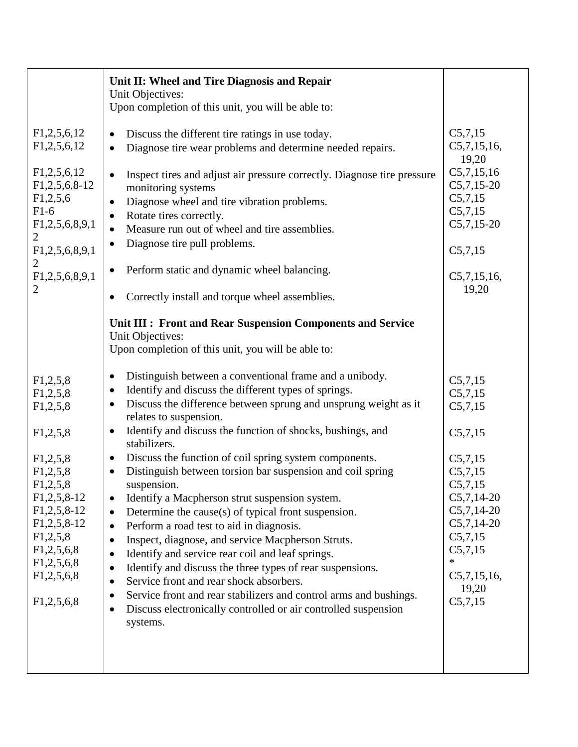| | | |
|---|---|---|
| | **Unit II: Wheel and Tire Diagnosis and Repair**<br>Unit Objectives:<br>Upon completion of this unit, you will be able to: | |
| F1,2,5,6,12 | • Discuss the different tire ratings in use today. | C5,7,15 |
| F1,2,5,6,12 | • Diagnose tire wear problems and determine needed repairs. | C5,7,15,16, 19,20 |
| F1,2,5,6,12 | • Inspect tires and adjust air pressure correctly. Diagnose tire pressure monitoring systems | C5,7,15,16 |
| F1,2,5,6,8-12 | • Diagnose wheel and tire vibration problems. | C5,7,15-20 |
| F1,2,5,6 | • Rotate tires correctly. | C5,7,15 |
| F1-6 | • Measure run out of wheel and tire assemblies. | C5,7,15 |
| F1,2,5,6,8,9,12 | • Diagnose tire pull problems. | C5,7,15-20 |
| F1,2,5,6,8,9,12 | • Perform static and dynamic wheel balancing. | C5,7,15 |
| F1,2,5,6,8,9,12 | • Correctly install and torque wheel assemblies. | C5,7,15,16, 19,20 |
| | **Unit III : Front and Rear Suspension Components and Service**<br>Unit Objectives:<br>Upon completion of this unit, you will be able to: | |
| F1,2,5,8 | • Distinguish between a conventional frame and a unibody. | C5,7,15 |
| F1,2,5,8 | • Identify and discuss the different types of springs. | C5,7,15 |
| F1,2,5,8 | • Discuss the difference between sprung and unsprung weight as it relates to suspension. | C5,7,15 |
| F1,2,5,8 | • Identify and discuss the function of shocks, bushings, and stabilizers. | C5,7,15 |
| F1,2,5,8 | • Discuss the function of coil spring system components. | C5,7,15 |
| F1,2,5,8 | • Distinguish between torsion bar suspension and coil spring suspension. | C5,7,15 |
| F1,2,5,8 | • Identify a Macpherson strut suspension system. | C5,7,15 |
| F1,2,5,8-12 | • Determine the cause(s) of typical front suspension. | C5,7,14-20 |
| F1,2,5,8-12 | • Perform a road test to aid in diagnosis. | C5,7,14-20 |
| F1,2,5,8-12 | • Inspect, diagnose, and service Macpherson Struts. | C5,7,14-20 |
| F1,2,5,8 | • Identify and service rear coil and leaf springs. | C5,7,15 |
| F1,2,5,6,8 | • Identify and discuss the three types of rear suspensions. | C5,7,15 |
| F1,2,5,6,8 | • Service front and rear shock absorbers. | * |
| F1,2,5,6,8 | • Service front and rear stabilizers and control arms and bushings. | C5,7,15,16, 19,20 |
| F1,2,5,6,8 | • Discuss electronically controlled or air controlled suspension systems. | C5,7,15 |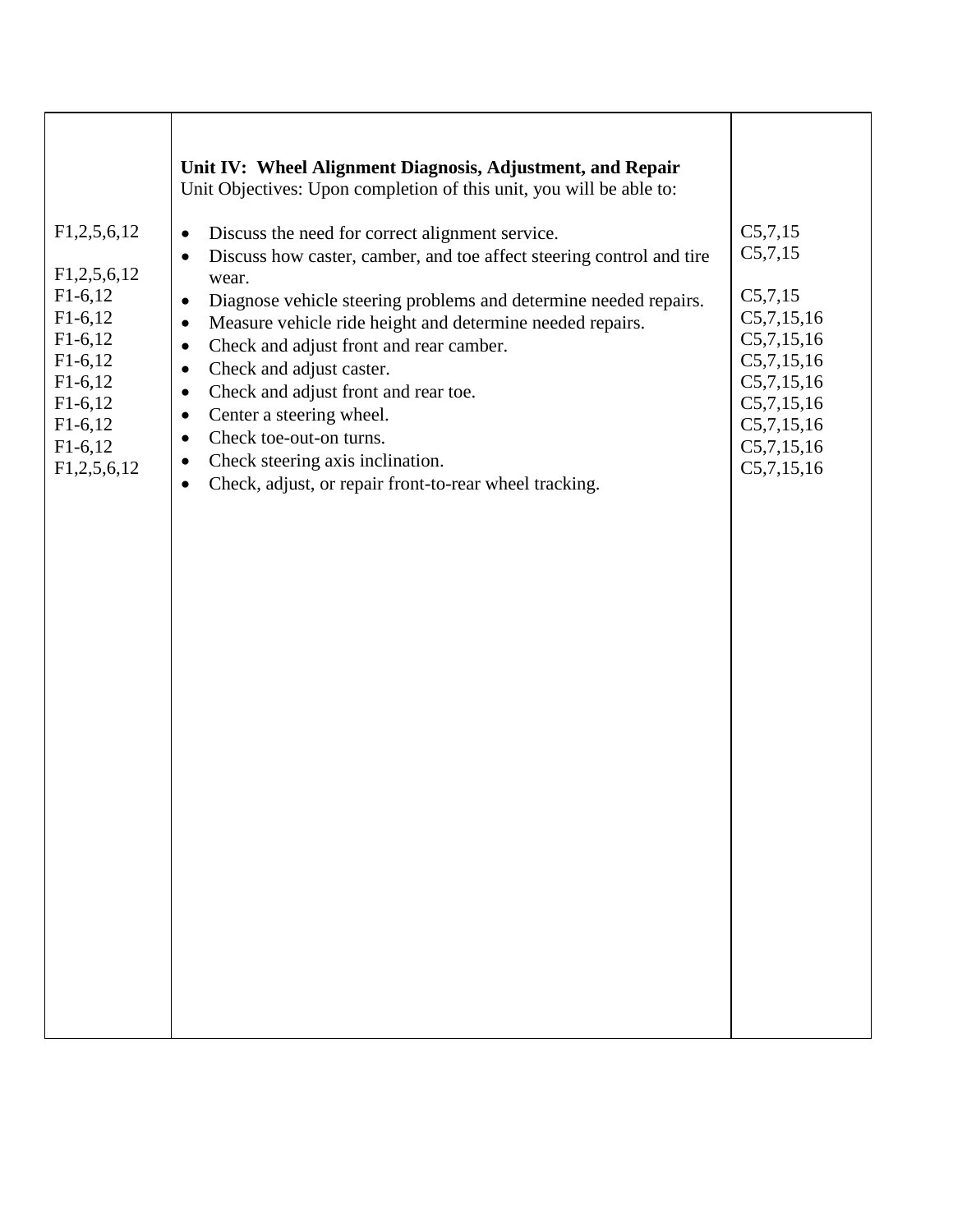| | **Unit IV: Wheel Alignment Diagnosis, Adjustment, and Repair**<br>Unit Objectives: Upon completion of this unit, you will be able to: | |
|---|---|---|
| F1,2,5,6,12 | • Discuss the need for correct alignment service. | C5,7,15 |
| F1,2,5,6,12 | • Discuss how caster, camber, and toe affect steering control and tire wear. | C5,7,15 |
| F1-6,12 | • Diagnose vehicle steering problems and determine needed repairs. | C5,7,15 |
| F1-6,12 | • Measure vehicle ride height and determine needed repairs. | C5,7,15,16 |
| F1-6,12 | • Check and adjust front and rear camber. | C5,7,15,16 |
| F1-6,12 | • Check and adjust caster. | C5,7,15,16 |
| F1-6,12 | • Check and adjust front and rear toe. | C5,7,15,16 |
| F1-6,12 | • Center a steering wheel. | C5,7,15,16 |
| F1-6,12 | • Check toe-out-on turns. | C5,7,15,16 |
| F1-6,12 | • Check steering axis inclination. | C5,7,15,16 |
| F1,2,5,6,12 | • Check, adjust, or repair front-to-rear wheel tracking. | C5,7,15,16 |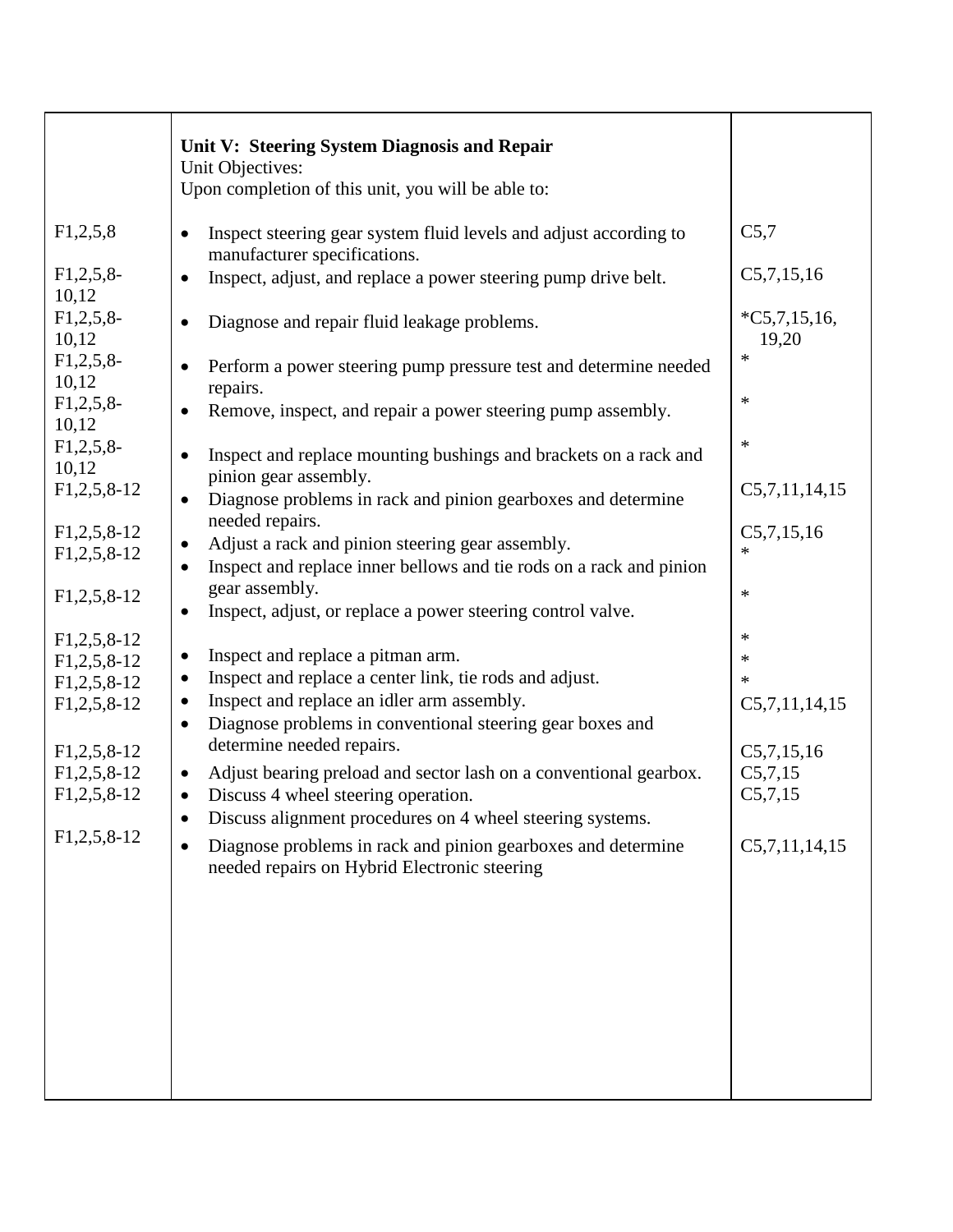|  | **Unit V: Steering System Diagnosis and Repair**<br>Unit Objectives:<br>Upon completion of this unit, you will be able to: |  |
|---|---|---|
| F1,2,5,8 | • Inspect steering gear system fluid levels and adjust according to manufacturer specifications. | C5,7 |
| F1,2,5,8-10,12 | • Inspect, adjust, and replace a power steering pump drive belt. | C5,7,15,16 |
| F1,2,5,8-10,12 | • Diagnose and repair fluid leakage problems. | *C5,7,15,16, 19,20 |
| F1,2,5,8-10,12 | • Perform a power steering pump pressure test and determine needed repairs. | * |
| F1,2,5,8-10,12 | • Remove, inspect, and repair a power steering pump assembly. | * |
| F1,2,5,8-10,12 | • Inspect and replace mounting bushings and brackets on a rack and pinion gear assembly. | * |
| F1,2,5,8-12 | • Diagnose problems in rack and pinion gearboxes and determine needed repairs. | C5,7,11,14,15 |
| F1,2,5,8-12 | • Adjust a rack and pinion steering gear assembly. | C5,7,15,16 |
| F1,2,5,8-12 | • Inspect and replace inner bellows and tie rods on a rack and pinion gear assembly. | * |
| F1,2,5,8-12 | • Inspect, adjust, or replace a power steering control valve. | * |
| F1,2,5,8-12 | • Inspect and replace a pitman arm. | * |
| F1,2,5,8-12 | • Inspect and replace a center link, tie rods and adjust. | * |
| F1,2,5,8-12 | • Inspect and replace an idler arm assembly. | * |
| F1,2,5,8-12 | • Diagnose problems in conventional steering gear boxes and determine needed repairs. | C5,7,11,14,15 |
| F1,2,5,8-12 | • Adjust bearing preload and sector lash on a conventional gearbox. | C5,7,15,16 |
| F1,2,5,8-12 | • Discuss 4 wheel steering operation. | C5,7,15 |
| F1,2,5,8-12 | • Discuss alignment procedures on 4 wheel steering systems. | C5,7,15 |
| F1,2,5,8-12 | • Diagnose problems in rack and pinion gearboxes and determine needed repairs on Hybrid Electronic steering | C5,7,11,14,15 |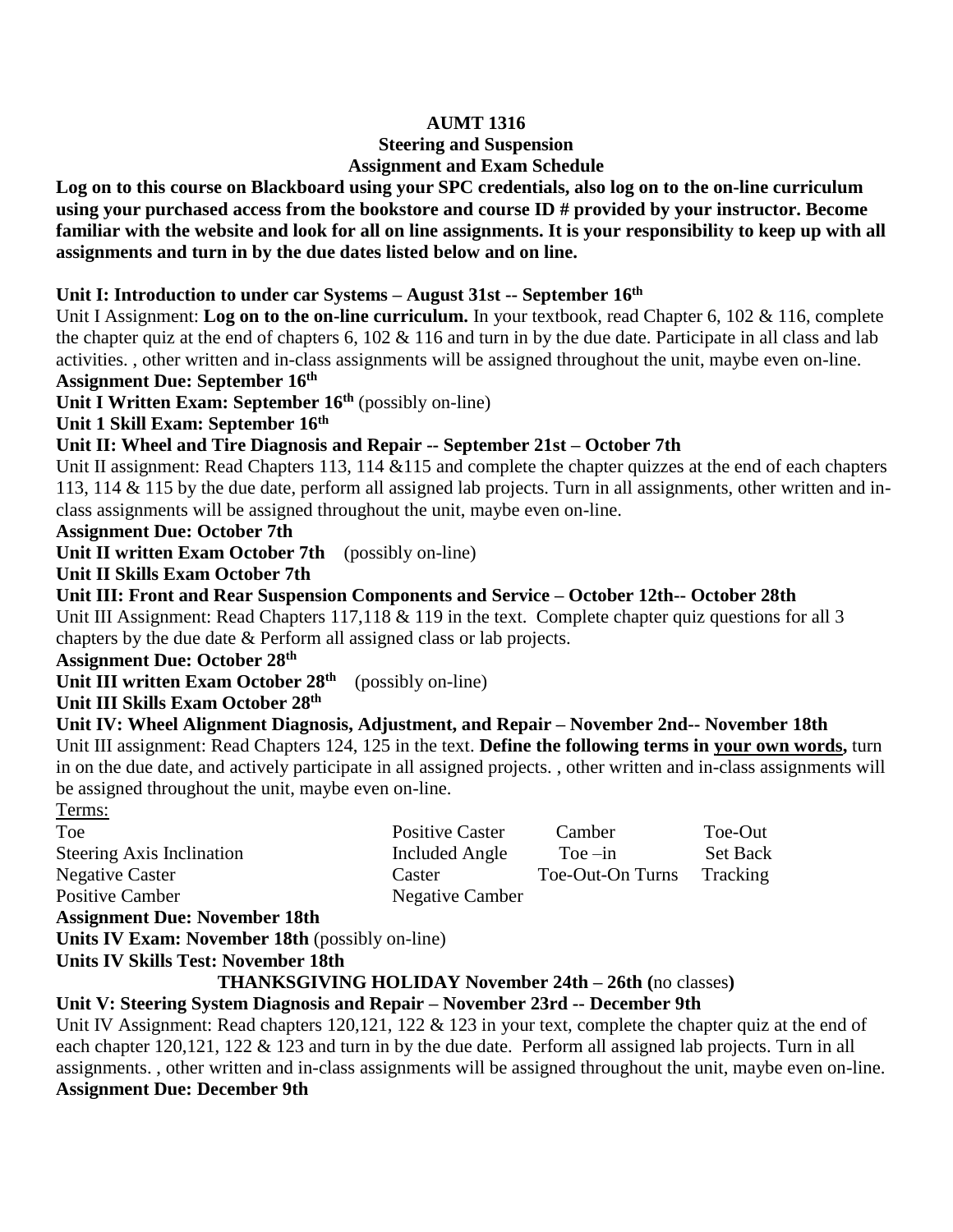**AUMT 1316**

**Steering and Suspension**

**Assignment and Exam Schedule**

**Log on to this course on Blackboard using your SPC credentials, also log on to the on-line curriculum using your purchased access from the bookstore and course ID # provided by your instructor. Become familiar with the website and look for all on line assignments. It is your responsibility to keep up with all assignments and turn in by the due dates listed below and on line.**

**Unit I: Introduction to under car Systems – August 31st -- September 16th**

Unit I Assignment: **Log on to the on-line curriculum.** In your textbook, read Chapter 6, 102 & 116, complete the chapter quiz at the end of chapters 6, 102 & 116 and turn in by the due date. Participate in all class and lab activities. , other written and in-class assignments will be assigned throughout the unit, maybe even on-line.

**Assignment Due: September 16th**

**Unit I Written Exam: September 16th** (possibly on-line)

**Unit 1 Skill Exam: September 16th**

**Unit II: Wheel and Tire Diagnosis and Repair -- September 21st – October 7th**

Unit II assignment: Read Chapters 113, 114 &115 and complete the chapter quizzes at the end of each chapters 113, 114 & 115 by the due date, perform all assigned lab projects. Turn in all assignments, other written and in-class assignments will be assigned throughout the unit, maybe even on-line.

**Assignment Due: October 7th**

**Unit II written Exam October 7th** (possibly on-line)

**Unit II Skills Exam October 7th**

**Unit III: Front and Rear Suspension Components and Service – October 12th-- October 28th**

Unit III Assignment: Read Chapters 117,118 & 119 in the text. Complete chapter quiz questions for all 3 chapters by the due date & Perform all assigned class or lab projects.

**Assignment Due: October 28th**

**Unit III written Exam October 28th** (possibly on-line)

**Unit III Skills Exam October 28th**

**Unit IV: Wheel Alignment Diagnosis, Adjustment, and Repair – November 2nd-- November 18th**

Unit III assignment: Read Chapters 124, 125 in the text. **Define the following terms in <u>your own words</u>,** turn in on the due date, and actively participate in all assigned projects. , other written and in-class assignments will be assigned throughout the unit, maybe even on-line.

<u>Terms:</u>

| | | | |
|---|---|---|---|
| Toe | Positive Caster | Camber | Toe-Out |
| Steering Axis Inclination | Included Angle | Toe –in | Set Back |
| Negative Caster | Caster | Toe-Out-On Turns | Tracking |
| Positive Camber | Negative Camber | | |

**Assignment Due: November 18th**

**Units IV Exam: November 18th** (possibly on-line)

**Units IV Skills Test: November 18th**

**THANKSGIVING HOLIDAY November 24th – 26th (**no classes**)**

**Unit V: Steering System Diagnosis and Repair – November 23rd -- December 9th**

Unit IV Assignment: Read chapters 120,121, 122 & 123 in your text, complete the chapter quiz at the end of each chapter 120,121, 122 & 123 and turn in by the due date. Perform all assigned lab projects. Turn in all assignments. , other written and in-class assignments will be assigned throughout the unit, maybe even on-line.

**Assignment Due: December 9th**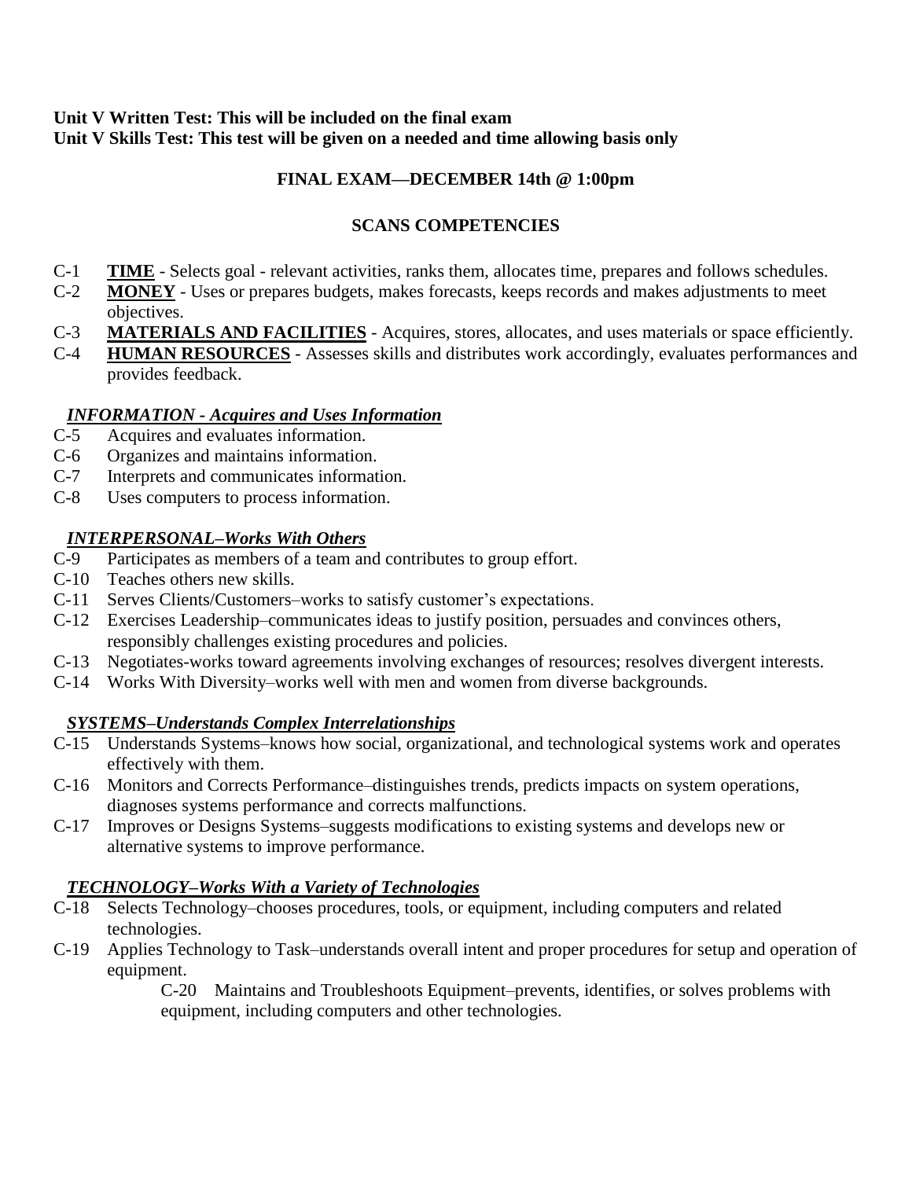**Unit V Written Test: This will be included on the final exam**
**Unit V Skills Test: This test will be given on a needed and time allowing basis only**

**FINAL EXAM—DECEMBER 14th @ 1:00pm**

**SCANS COMPETENCIES**

- C-1 **TIME** - Selects goal - relevant activities, ranks them, allocates time, prepares and follows schedules.
- C-2 **MONEY** - Uses or prepares budgets, makes forecasts, keeps records and makes adjustments to meet objectives.
- C-3 **MATERIALS AND FACILITIES** - Acquires, stores, allocates, and uses materials or space efficiently.
- C-4 **HUMAN RESOURCES** - Assesses skills and distributes work accordingly, evaluates performances and provides feedback.

***INFORMATION - Acquires and Uses Information***

- C-5 Acquires and evaluates information.
- C-6 Organizes and maintains information.
- C-7 Interprets and communicates information.
- C-8 Uses computers to process information.

***INTERPERSONAL–Works With Others***

- C-9 Participates as members of a team and contributes to group effort.
- C-10 Teaches others new skills.
- C-11 Serves Clients/Customers–works to satisfy customer's expectations.
- C-12 Exercises Leadership–communicates ideas to justify position, persuades and convinces others, responsibly challenges existing procedures and policies.
- C-13 Negotiates-works toward agreements involving exchanges of resources; resolves divergent interests.
- C-14 Works With Diversity–works well with men and women from diverse backgrounds.

***SYSTEMS–Understands Complex Interrelationships***

- C-15 Understands Systems–knows how social, organizational, and technological systems work and operates effectively with them.
- C-16 Monitors and Corrects Performance–distinguishes trends, predicts impacts on system operations, diagnoses systems performance and corrects malfunctions.
- C-17 Improves or Designs Systems–suggests modifications to existing systems and develops new or alternative systems to improve performance.

***TECHNOLOGY–Works With a Variety of Technologies***

- C-18 Selects Technology–chooses procedures, tools, or equipment, including computers and related technologies.
- C-19 Applies Technology to Task–understands overall intent and proper procedures for setup and operation of equipment.
- C-20 Maintains and Troubleshoots Equipment–prevents, identifies, or solves problems with equipment, including computers and other technologies.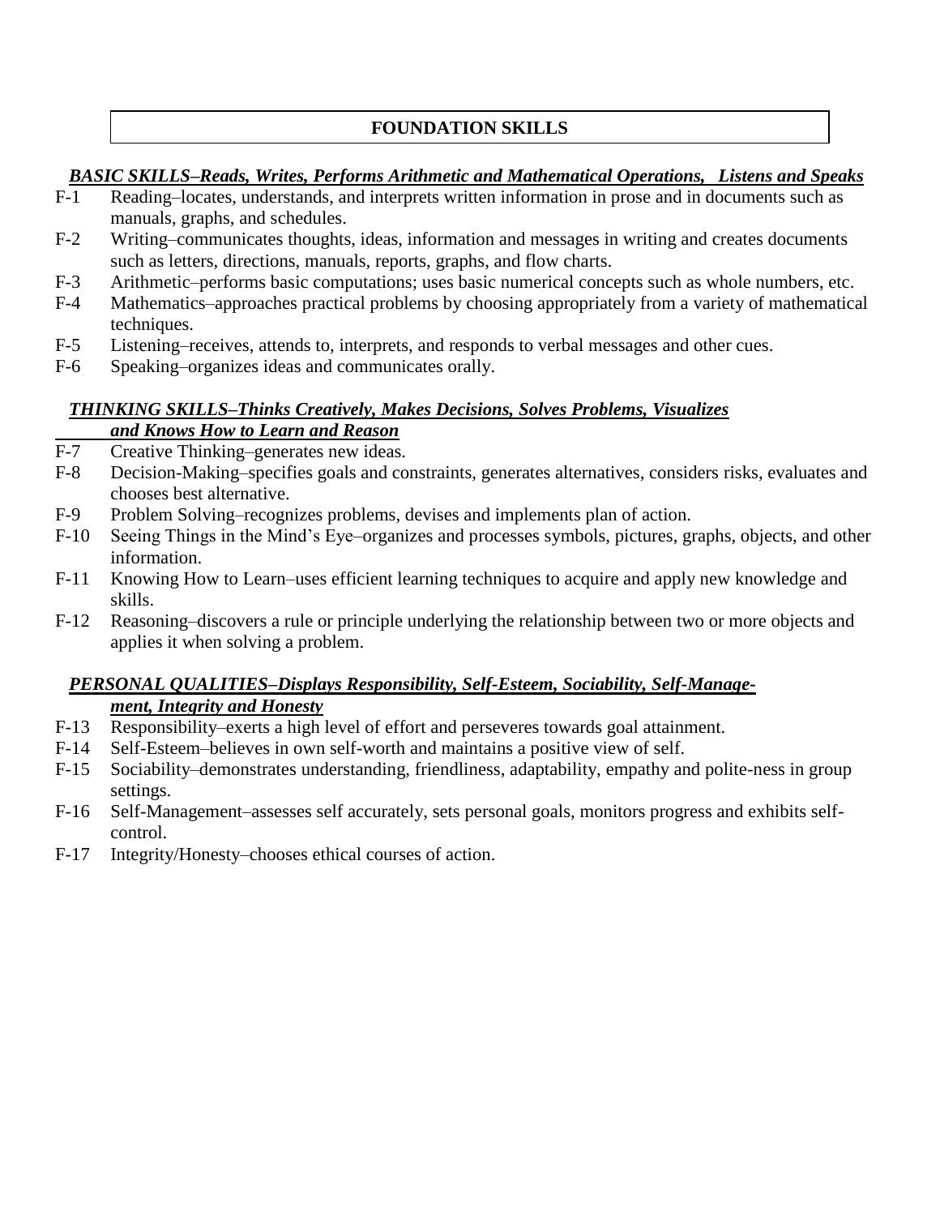## FOUNDATION SKILLS

***BASIC SKILLS–Reads, Writes, Performs Arithmetic and Mathematical Operations, Listens and Speaks***

F-1 Reading–locates, understands, and interprets written information in prose and in documents such as manuals, graphs, and schedules.

F-2 Writing–communicates thoughts, ideas, information and messages in writing and creates documents such as letters, directions, manuals, reports, graphs, and flow charts.

F-3 Arithmetic–performs basic computations; uses basic numerical concepts such as whole numbers, etc.

F-4 Mathematics–approaches practical problems by choosing appropriately from a variety of mathematical techniques.

F-5 Listening–receives, attends to, interprets, and responds to verbal messages and other cues.

F-6 Speaking–organizes ideas and communicates orally.

***THINKING SKILLS–Thinks Creatively, Makes Decisions, Solves Problems, Visualizes and Knows How to Learn and Reason***

F-7 Creative Thinking–generates new ideas.

F-8 Decision-Making–specifies goals and constraints, generates alternatives, considers risks, evaluates and chooses best alternative.

F-9 Problem Solving–recognizes problems, devises and implements plan of action.

F-10 Seeing Things in the Mind's Eye–organizes and processes symbols, pictures, graphs, objects, and other information.

F-11 Knowing How to Learn–uses efficient learning techniques to acquire and apply new knowledge and skills.

F-12 Reasoning–discovers a rule or principle underlying the relationship between two or more objects and applies it when solving a problem.

***PERSONAL QUALITIES–Displays Responsibility, Self-Esteem, Sociability, Self-Management, Integrity and Honesty***

F-13 Responsibility–exerts a high level of effort and perseveres towards goal attainment.

F-14 Self-Esteem–believes in own self-worth and maintains a positive view of self.

F-15 Sociability–demonstrates understanding, friendliness, adaptability, empathy and polite-ness in group settings.

F-16 Self-Management–assesses self accurately, sets personal goals, monitors progress and exhibits self-control.

F-17 Integrity/Honesty–chooses ethical courses of action.